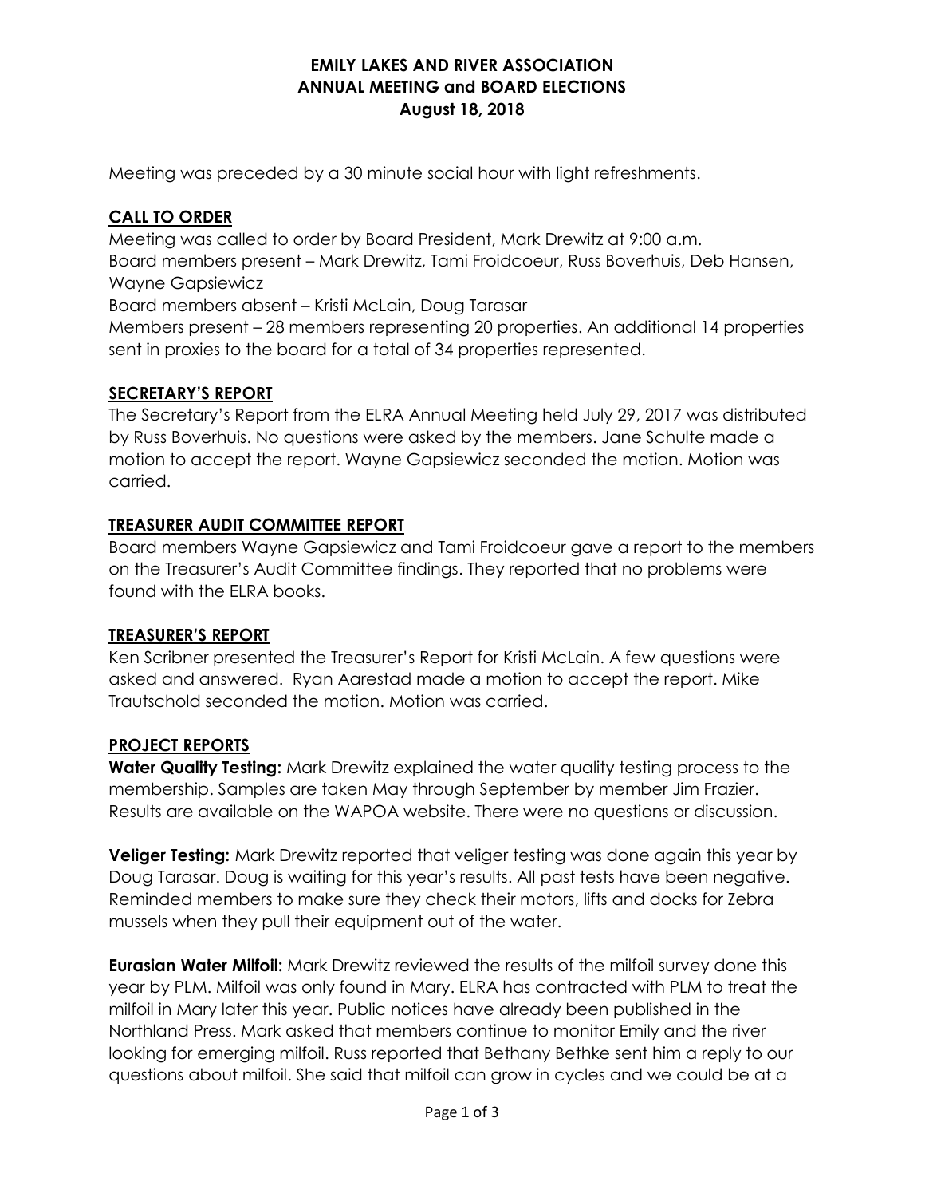# EMILY LAKES AND RIVER ASSOCIATION
# ANNUAL MEETING and BOARD ELECTIONS
# August 18, 2018

Meeting was preceded by a 30 minute social hour with light refreshments.

## CALL TO ORDER

Meeting was called to order by Board President, Mark Drewitz at 9:00 a.m.
Board members present – Mark Drewitz, Tami Froidcoeur, Russ Boverhuis, Deb Hansen, Wayne Gapsiewicz
Board members absent – Kristi McLain, Doug Tarasar
Members present – 28 members representing 20 properties. An additional 14 properties sent in proxies to the board for a total of 34 properties represented.

## SECRETARY'S REPORT

The Secretary's Report from the ELRA Annual Meeting held July 29, 2017 was distributed by Russ Boverhuis. No questions were asked by the members. Jane Schulte made a motion to accept the report. Wayne Gapsiewicz seconded the motion. Motion was carried.

## TREASURER AUDIT COMMITTEE REPORT

Board members Wayne Gapsiewicz and Tami Froidcoeur gave a report to the members on the Treasurer's Audit Committee findings. They reported that no problems were found with the ELRA books.

## TREASURER'S REPORT

Ken Scribner presented the Treasurer's Report for Kristi McLain. A few questions were asked and answered. Ryan Aarestad made a motion to accept the report. Mike Trautschold seconded the motion. Motion was carried.

## PROJECT REPORTS

**Water Quality Testing:** Mark Drewitz explained the water quality testing process to the membership. Samples are taken May through September by member Jim Frazier. Results are available on the WAPOA website. There were no questions or discussion.

**Veliger Testing:** Mark Drewitz reported that veliger testing was done again this year by Doug Tarasar. Doug is waiting for this year's results. All past tests have been negative. Reminded members to make sure they check their motors, lifts and docks for Zebra mussels when they pull their equipment out of the water.

**Eurasian Water Milfoil:** Mark Drewitz reviewed the results of the milfoil survey done this year by PLM. Milfoil was only found in Mary. ELRA has contracted with PLM to treat the milfoil in Mary later this year. Public notices have already been published in the Northland Press. Mark asked that members continue to monitor Emily and the river looking for emerging milfoil. Russ reported that Bethany Bethke sent him a reply to our questions about milfoil. She said that milfoil can grow in cycles and we could be at a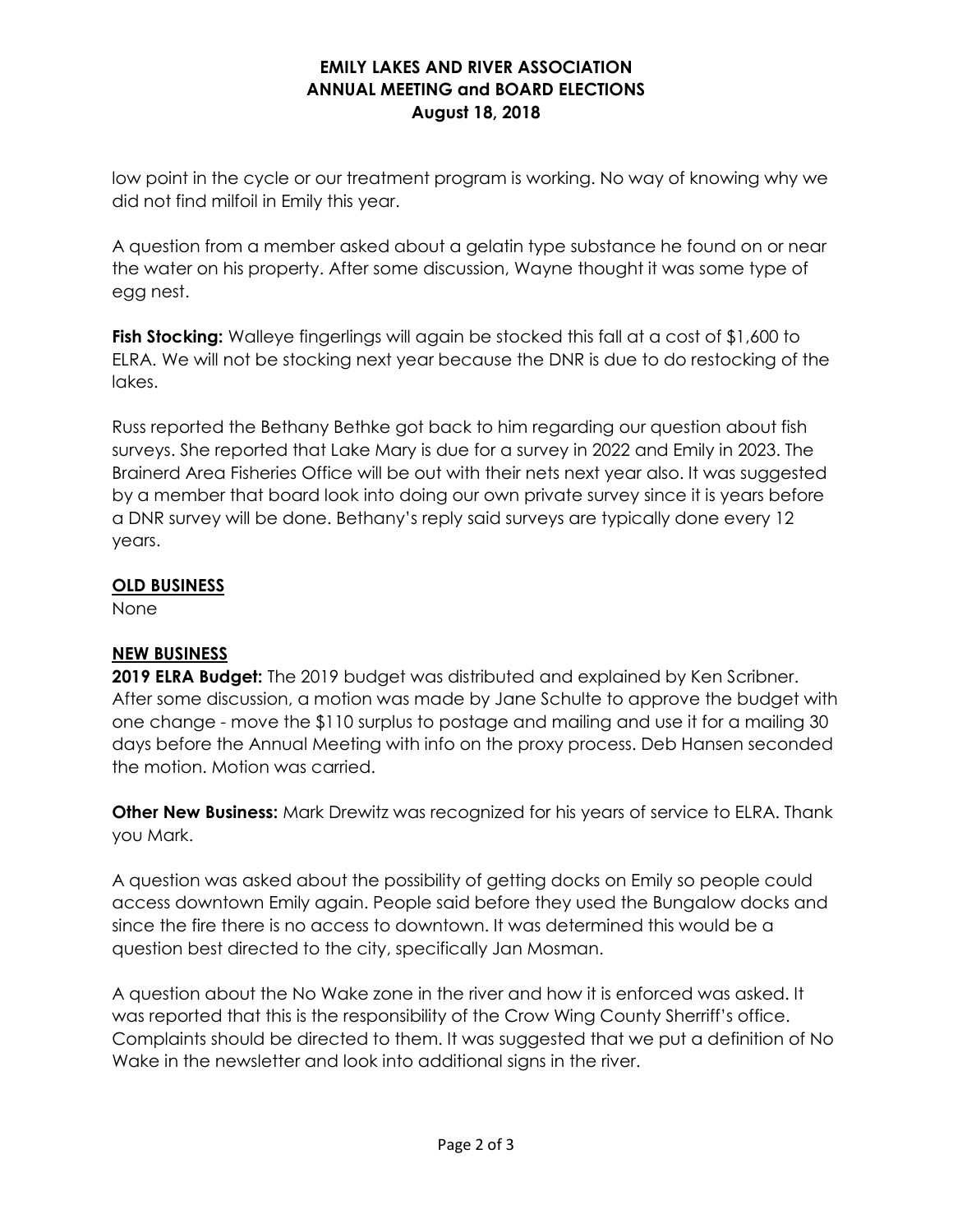low point in the cycle or our treatment program is working. No way of knowing why we did not find milfoil in Emily this year.

A question from a member asked about a gelatin type substance he found on or near the water on his property. After some discussion, Wayne thought it was some type of egg nest.

**Fish Stocking:** Walleye fingerlings will again be stocked this fall at a cost of $1,600 to ELRA. We will not be stocking next year because the DNR is due to do restocking of the lakes.

Russ reported the Bethany Bethke got back to him regarding our question about fish surveys. She reported that Lake Mary is due for a survey in 2022 and Emily in 2023. The Brainerd Area Fisheries Office will be out with their nets next year also. It was suggested by a member that board look into doing our own private survey since it is years before a DNR survey will be done. Bethany's reply said surveys are typically done every 12 years.

## OLD BUSINESS

None

## NEW BUSINESS

**2019 ELRA Budget:** The 2019 budget was distributed and explained by Ken Scribner. After some discussion, a motion was made by Jane Schulte to approve the budget with one change - move the $110 surplus to postage and mailing and use it for a mailing 30 days before the Annual Meeting with info on the proxy process. Deb Hansen seconded the motion. Motion was carried.

**Other New Business:** Mark Drewitz was recognized for his years of service to ELRA. Thank you Mark.

A question was asked about the possibility of getting docks on Emily so people could access downtown Emily again. People said before they used the Bungalow docks and since the fire there is no access to downtown. It was determined this would be a question best directed to the city, specifically Jan Mosman.

A question about the No Wake zone in the river and how it is enforced was asked. It was reported that this is the responsibility of the Crow Wing County Sherriff's office. Complaints should be directed to them. It was suggested that we put a definition of No Wake in the newsletter and look into additional signs in the river.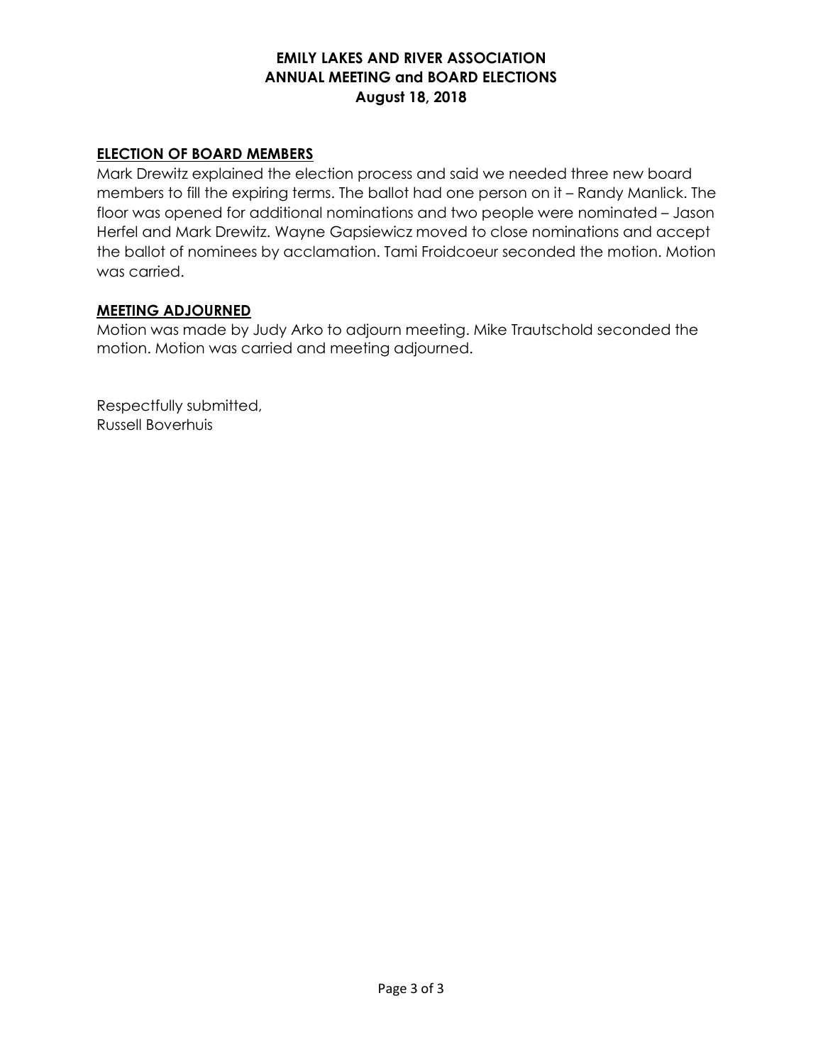**EMILY LAKES AND RIVER ASSOCIATION**
**ANNUAL MEETING and BOARD ELECTIONS**
**August 18, 2018**

## ELECTION OF BOARD MEMBERS

Mark Drewitz explained the election process and said we needed three new board members to fill the expiring terms. The ballot had one person on it – Randy Manlick. The floor was opened for additional nominations and two people were nominated – Jason Herfel and Mark Drewitz. Wayne Gapsiewicz moved to close nominations and accept the ballot of nominees by acclamation. Tami Froidcoeur seconded the motion. Motion was carried.

## MEETING ADJOURNED

Motion was made by Judy Arko to adjourn meeting. Mike Trautschold seconded the motion. Motion was carried and meeting adjourned.

Respectfully submitted,
Russell Boverhuis